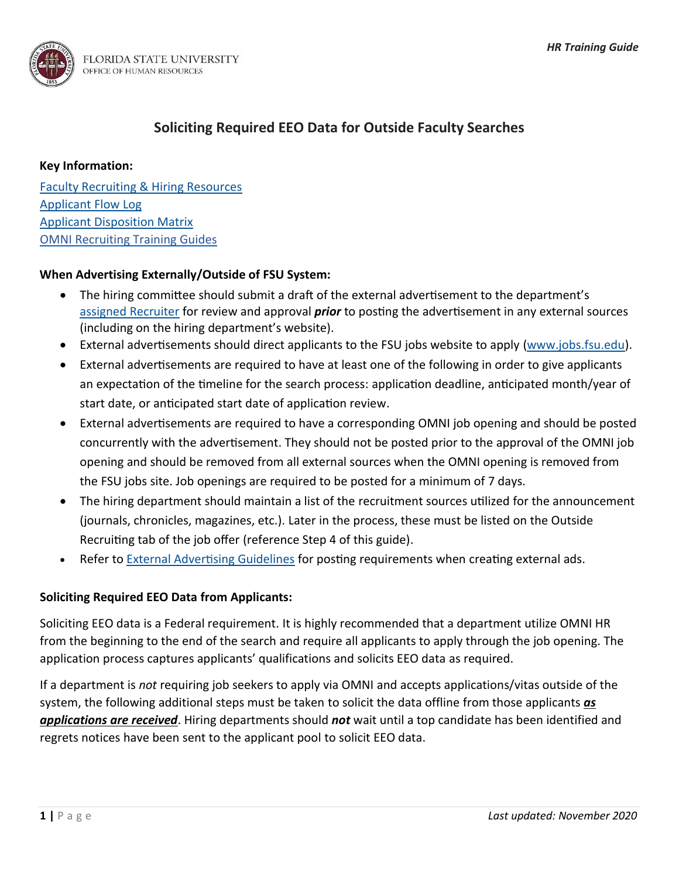# Soliciting Required EEO Data for Outside Faculty Searches

**Key Information:**

Faculty Recruiting & Hiring Resources
Applicant Flow Log
Applicant Disposition Matrix
OMNI Recruiting Training Guides

**When Advertising Externally/Outside of FSU System:**

- The hiring committee should submit a draft of the external advertisement to the department's assigned Recruiter for review and approval ***prior*** to posting the advertisement in any external sources (including on the hiring department's website).
- External advertisements should direct applicants to the FSU jobs website to apply (www.jobs.fsu.edu).
- External advertisements are required to have at least one of the following in order to give applicants an expectation of the timeline for the search process: application deadline, anticipated month/year of start date, or anticipated start date of application review.
- External advertisements are required to have a corresponding OMNI job opening and should be posted concurrently with the advertisement. They should not be posted prior to the approval of the OMNI job opening and should be removed from all external sources when the OMNI opening is removed from the FSU jobs site. Job openings are required to be posted for a minimum of 7 days.
- The hiring department should maintain a list of the recruitment sources utilized for the announcement (journals, chronicles, magazines, etc.). Later in the process, these must be listed on the Outside Recruiting tab of the job offer (reference Step 4 of this guide).
- Refer to External Advertising Guidelines for posting requirements when creating external ads.

**Soliciting Required EEO Data from Applicants:**

Soliciting EEO data is a Federal requirement. It is highly recommended that a department utilize OMNI HR from the beginning to the end of the search and require all applicants to apply through the job opening. The application process captures applicants' qualifications and solicits EEO data as required.

If a department is *not* requiring job seekers to apply via OMNI and accepts applications/vitas outside of the system, the following additional steps must be taken to solicit the data offline from those applicants ***as applications are received***. Hiring departments should ***not*** wait until a top candidate has been identified and regrets notices have been sent to the applicant pool to solicit EEO data.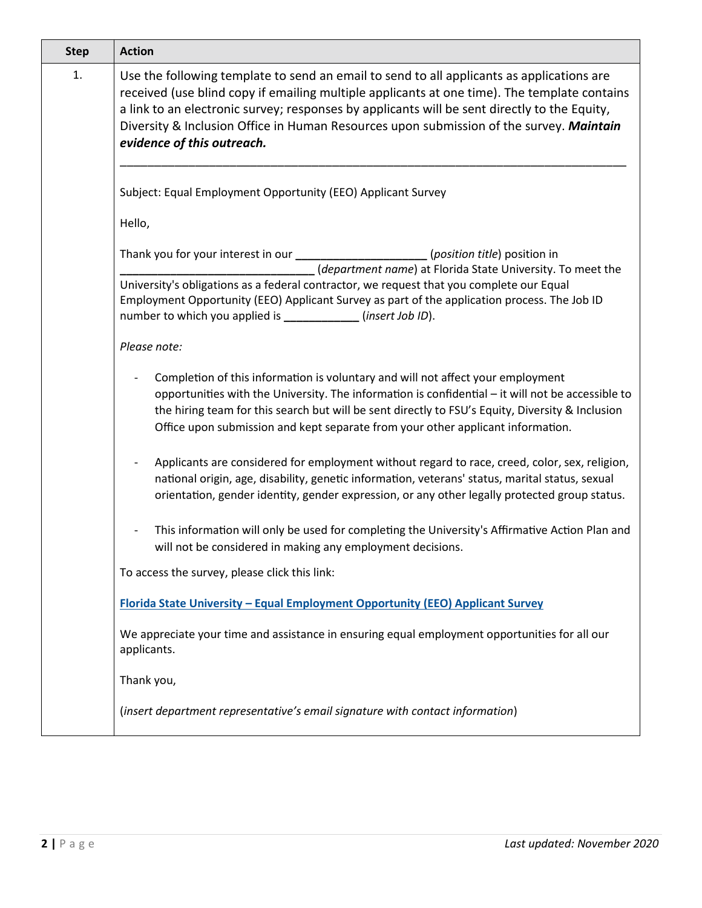| Step | Action |
|---|---|
| 1. | Use the following template to send an email to send to all applicants as applications are received (use blind copy if emailing multiple applicants at one time). The template contains a link to an electronic survey; responses by applicants will be sent directly to the Equity, Diversity & Inclusion Office in Human Resources upon submission of the survey. ***Maintain evidence of this outreach.***<br><br>\_\_\_\_\_\_\_\_\_\_\_\_\_\_\_\_\_\_\_\_\_\_\_\_\_\_\_\_\_\_\_\_\_\_\_\_\_\_\_\_\_\_\_\_\_\_\_\_\_\_\_\_\_\_\_\_\_\_\_\_\_\_\_\_\_\_\_\_\_\_\_\_\_\_<br><br>Subject: Equal Employment Opportunity (EEO) Applicant Survey<br><br>Hello,<br><br>Thank you for your interest in our **\_\_\_\_\_\_\_\_\_\_\_\_\_\_\_\_\_\_\_\_** (*position title*) position in **\_\_\_\_\_\_\_\_\_\_\_\_\_\_\_\_\_\_\_\_\_\_\_\_\_\_\_\_\_\_** (*department name*) at Florida State University. To meet the University's obligations as a federal contractor, we request that you complete our Equal Employment Opportunity (EEO) Applicant Survey as part of the application process. The Job ID number to which you applied is **\_\_\_\_\_\_\_\_\_\_\_\_** (*insert Job ID*).<br><br>*Please note:*<br><br>- Completion of this information is voluntary and will not affect your employment opportunities with the University. The information is confidential – it will not be accessible to the hiring team for this search but will be sent directly to FSU's Equity, Diversity & Inclusion Office upon submission and kept separate from your other applicant information.<br><br>- Applicants are considered for employment without regard to race, creed, color, sex, religion, national origin, age, disability, genetic information, veterans' status, marital status, sexual orientation, gender identity, gender expression, or any other legally protected group status.<br><br>- This information will only be used for completing the University's Affirmative Action Plan and will not be considered in making any employment decisions.<br><br>To access the survey, please click this link:<br><br>**Florida State University – Equal Employment Opportunity (EEO) Applicant Survey**<br><br>We appreciate your time and assistance in ensuring equal employment opportunities for all our applicants.<br><br>Thank you,<br><br>(*insert department representative's email signature with contact information*) |

*Last updated: November 2020*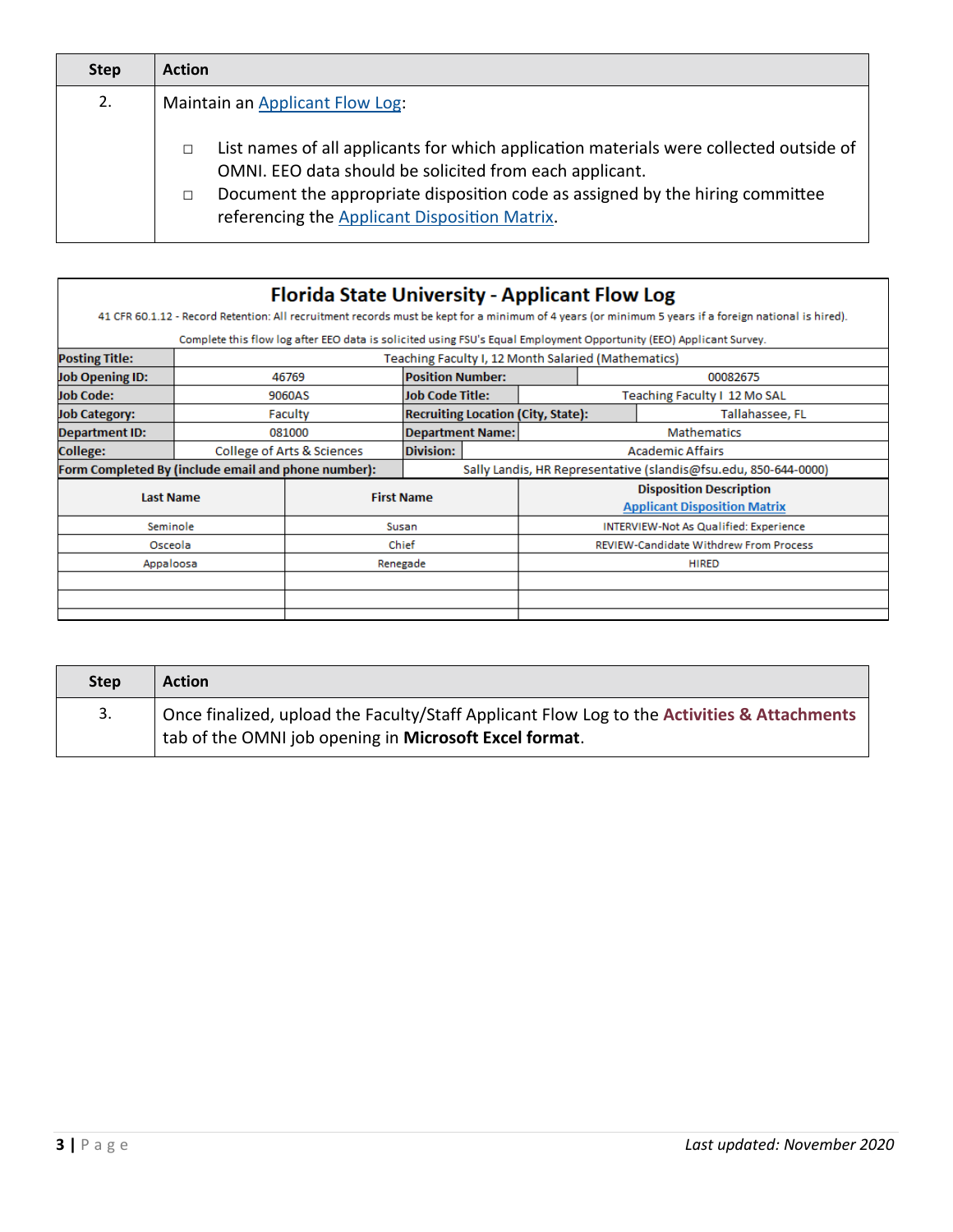| Step | Action |
|---|---|
| 2. | Maintain an Applicant Flow Log:<br><br>□ List names of all applicants for which application materials were collected outside of OMNI. EEO data should be solicited from each applicant.<br>□ Document the appropriate disposition code as assigned by the hiring committee referencing the Applicant Disposition Matrix. |

**Florida State University - Applicant Flow Log**

41 CFR 60.1.12 - Record Retention: All recruitment records must be kept for a minimum of 4 years (or minimum 5 years if a foreign national is hired).

Complete this flow log after EEO data is solicited using FSU's Equal Employment Opportunity (EEO) Applicant Survey.

| | | | |
|---|---|---|---|
| **Posting Title:** | Teaching Faculty I, 12 Month Salaried (Mathematics) | | |
| **Job Opening ID:** | 46769 | **Position Number:** | 00082675 |
| **Job Code:** | 9060AS | **Job Code Title:** | Teaching Faculty I 12 Mo SAL |
| **Job Category:** | Faculty | **Recruiting Location (City, State):** | Tallahassee, FL |
| **Department ID:** | 081000 | **Department Name:** | Mathematics |
| **College:** | College of Arts & Sciences | **Division:** | Academic Affairs |
| **Form Completed By (include email and phone number):** | Sally Landis, HR Representative (slandis@fsu.edu, 850-644-0000) | | |

| Last Name | First Name | Disposition Description<br>Applicant Disposition Matrix |
|---|---|---|
| Seminole | Susan | INTERVIEW-Not As Qualified: Experience |
| Osceola | Chief | REVIEW-Candidate Withdrew From Process |
| Appaloosa | Renegade | HIRED |
| | | |
| | | |
| | | |

| Step | Action |
|---|---|
| 3. | Once finalized, upload the Faculty/Staff Applicant Flow Log to the **Activities & Attachments** tab of the OMNI job opening in **Microsoft Excel format**. |

*Last updated: November 2020*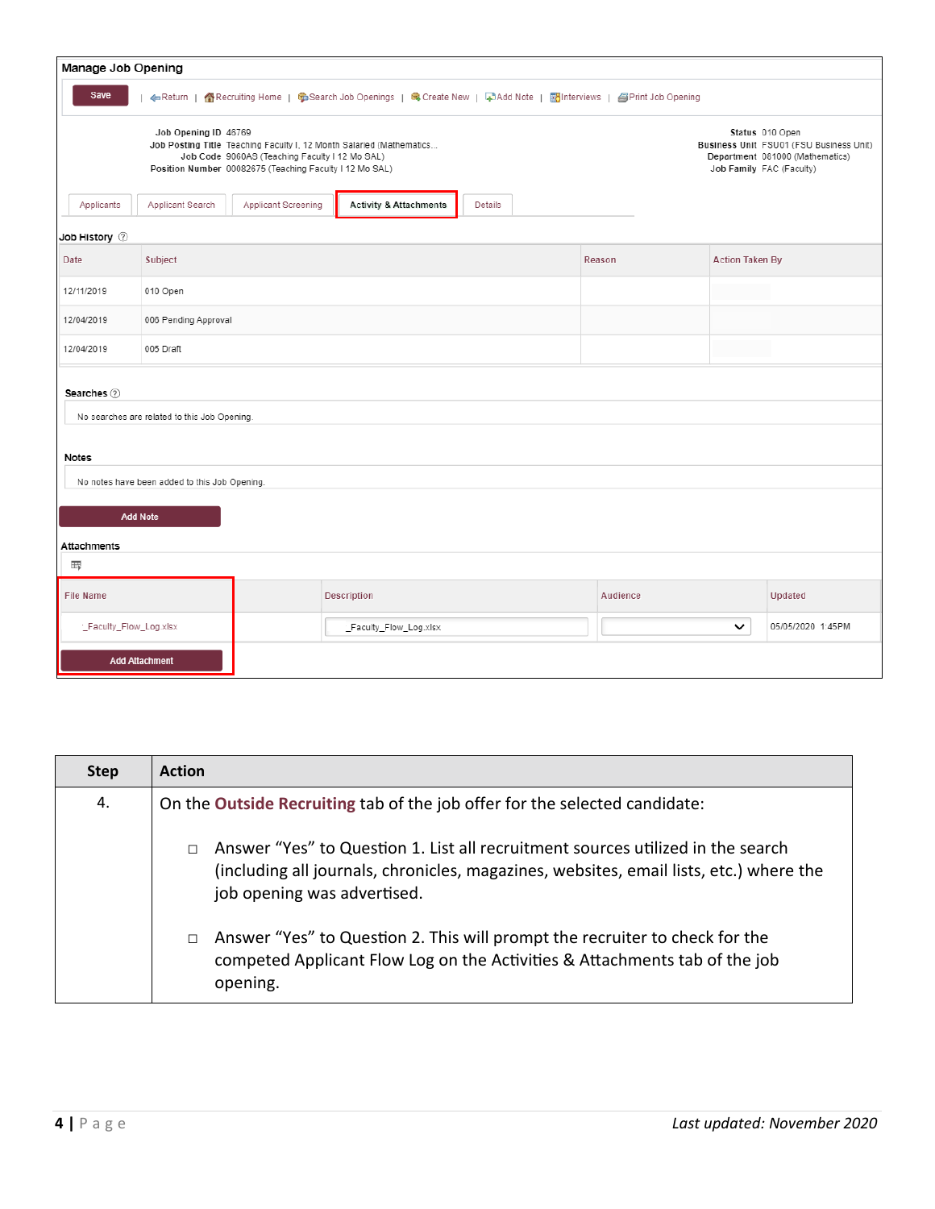**Manage Job Opening**

Save | Return | Recruiting Home | Search Job Openings | Create New | Add Note | Interviews | Print Job Opening

Job Opening ID 46769
Job Posting Title Teaching Faculty I, 12 Month Salaried (Mathematics...
Job Code 9060A3 (Teaching Faculty I 12 Mo SAL)
Position Number 00082675 (Teaching Faculty I 12 Mo SAL)

Status 010 Open
Business Unit FSU01 (FSU Business Unit)
Department 081000 (Mathematics)
Job Family FAC (Faculty)

Applicants | Applicant Search | Applicant Screening | Activity & Attachments | Details

**Job History**

| Date | Subject | Reason | Action Taken By |
|---|---|---|---|
| 12/11/2019 | 010 Open | | |
| 12/04/2019 | 008 Pending Approval | | |
| 12/04/2019 | 005 Draft | | |

**Searches**

No searches are related to this Job Opening.

**Notes**

No notes have been added to this Job Opening.

Add Note

**Attachments**

| File Name | Description | Audience | Updated |
|---|---|---|---|
| _Faculty_Flow_Log.xlsx | _Faculty_Flow_Log.xlsx | | 05/05/2020 1:45PM |

Add Attachment

| Step | Action |
|---|---|
| 4. | On the **Outside Recruiting** tab of the job offer for the selected candidate:<br><br>□ Answer “Yes” to Question 1. List all recruitment sources utilized in the search (including all journals, chronicles, magazines, websites, email lists, etc.) where the job opening was advertised.<br><br>□ Answer “Yes” to Question 2. This will prompt the recruiter to check for the competed Applicant Flow Log on the Activities & Attachments tab of the job opening. |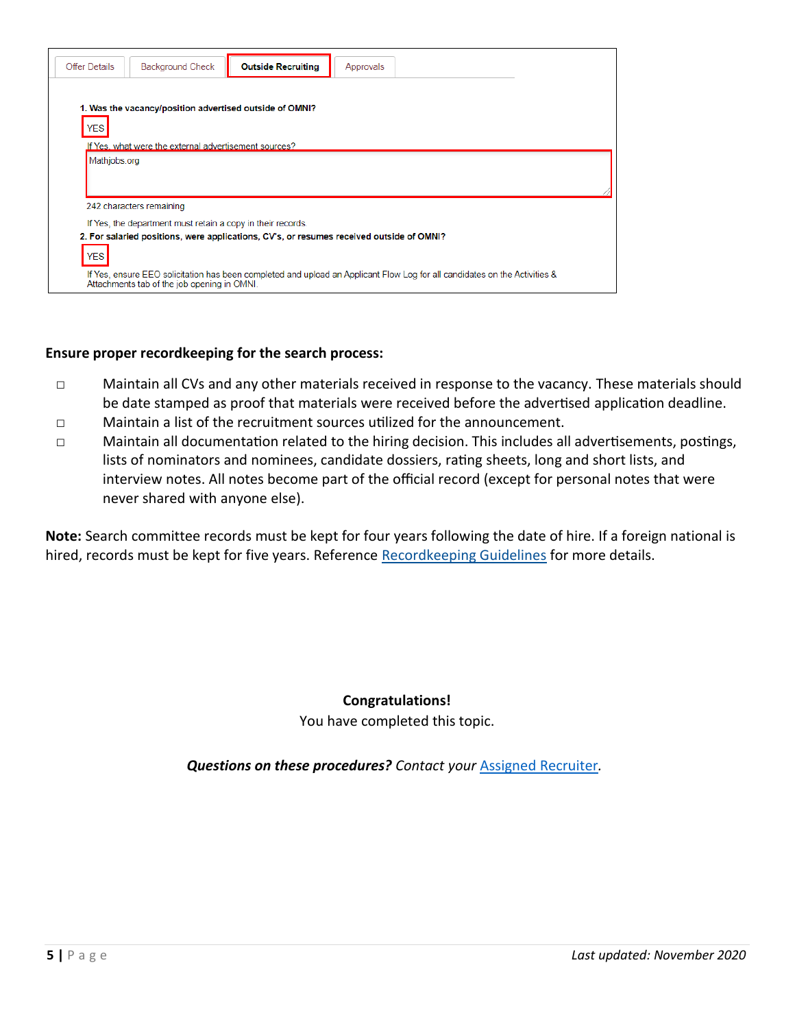Offer Details | Background Check | **Outside Recruiting** | Approvals

**1. Was the vacancy/position advertised outside of OMNI?**

YES

If Yes, what were the external advertisement sources?

Mathjobs.org

242 characters remaining

If Yes, the department must retain a copy in their records.

**2. For salaried positions, were applications, CV's, or resumes received outside of OMNI?**

YES

If Yes, ensure EEO solicitation has been completed and upload an Applicant Flow Log for all candidates on the Activities & Attachments tab of the job opening in OMNI.

**Ensure proper recordkeeping for the search process:**

- ☐ Maintain all CVs and any other materials received in response to the vacancy. These materials should be date stamped as proof that materials were received before the advertised application deadline.
- ☐ Maintain a list of the recruitment sources utilized for the announcement.
- ☐ Maintain all documentation related to the hiring decision. This includes all advertisements, postings, lists of nominators and nominees, candidate dossiers, rating sheets, long and short lists, and interview notes. All notes become part of the official record (except for personal notes that were never shared with anyone else).

**Note:** Search committee records must be kept for four years following the date of hire. If a foreign national is hired, records must be kept for five years. Reference Recordkeeping Guidelines for more details.

**Congratulations!**

You have completed this topic.

***Questions on these procedures?*** *Contact your* Assigned Recruiter.

*Last updated: November 2020*